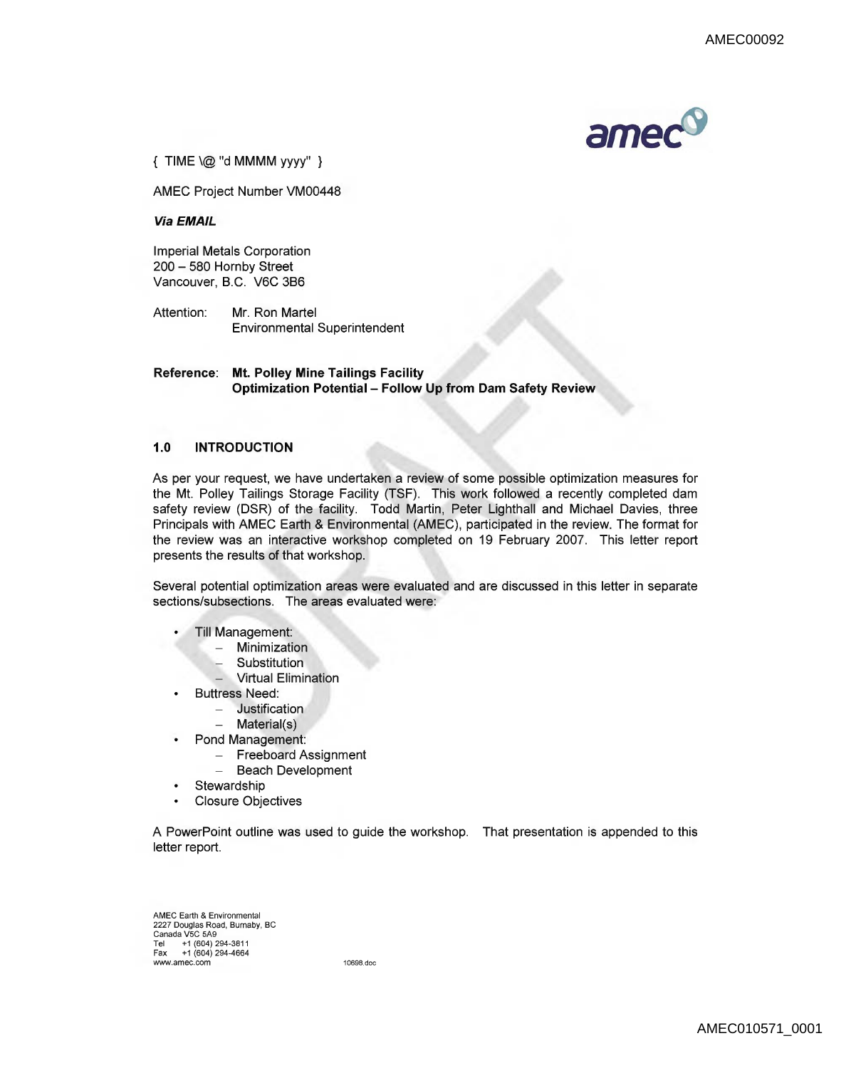{ TIME \@ "d MMMM yyyy" }

AMEC Project Number VM00448

***Via EMAIL***

Imperial Metals Corporation
200 – 580 Hornby Street
Vancouver, B.C. V6C 3B6

Attention: Mr. Ron Martel
Environmental Superintendent

**Reference**: **Mt. Polley Mine Tailings Facility**
**Optimization Potential – Follow Up from Dam Safety Review**

## 1.0 INTRODUCTION

As per your request, we have undertaken a review of some possible optimization measures for the Mt. Polley Tailings Storage Facility (TSF). This work followed a recently completed dam safety review (DSR) of the facility. Todd Martin, Peter Lighthall and Michael Davies, three Principals with AMEC Earth & Environmental (AMEC), participated in the review. The format for the review was an interactive workshop completed on 19 February 2007. This letter report presents the results of that workshop.

Several potential optimization areas were evaluated and are discussed in this letter in separate sections/subsections. The areas evaluated were:

- Till Management:
  - Minimization
  - Substitution
  - Virtual Elimination
- Buttress Need:
  - Justification
  - Material(s)
- Pond Management:
  - Freeboard Assignment
  - Beach Development
- Stewardship
- Closure Objectives

A PowerPoint outline was used to guide the workshop. That presentation is appended to this letter report.

AMEC Earth & Environmental
2227 Douglas Road, Burnaby, BC
Canada V5C 5A9
Tel +1 (604) 294-3811
Fax +1 (604) 294-4664
www.amec.com

10698.doc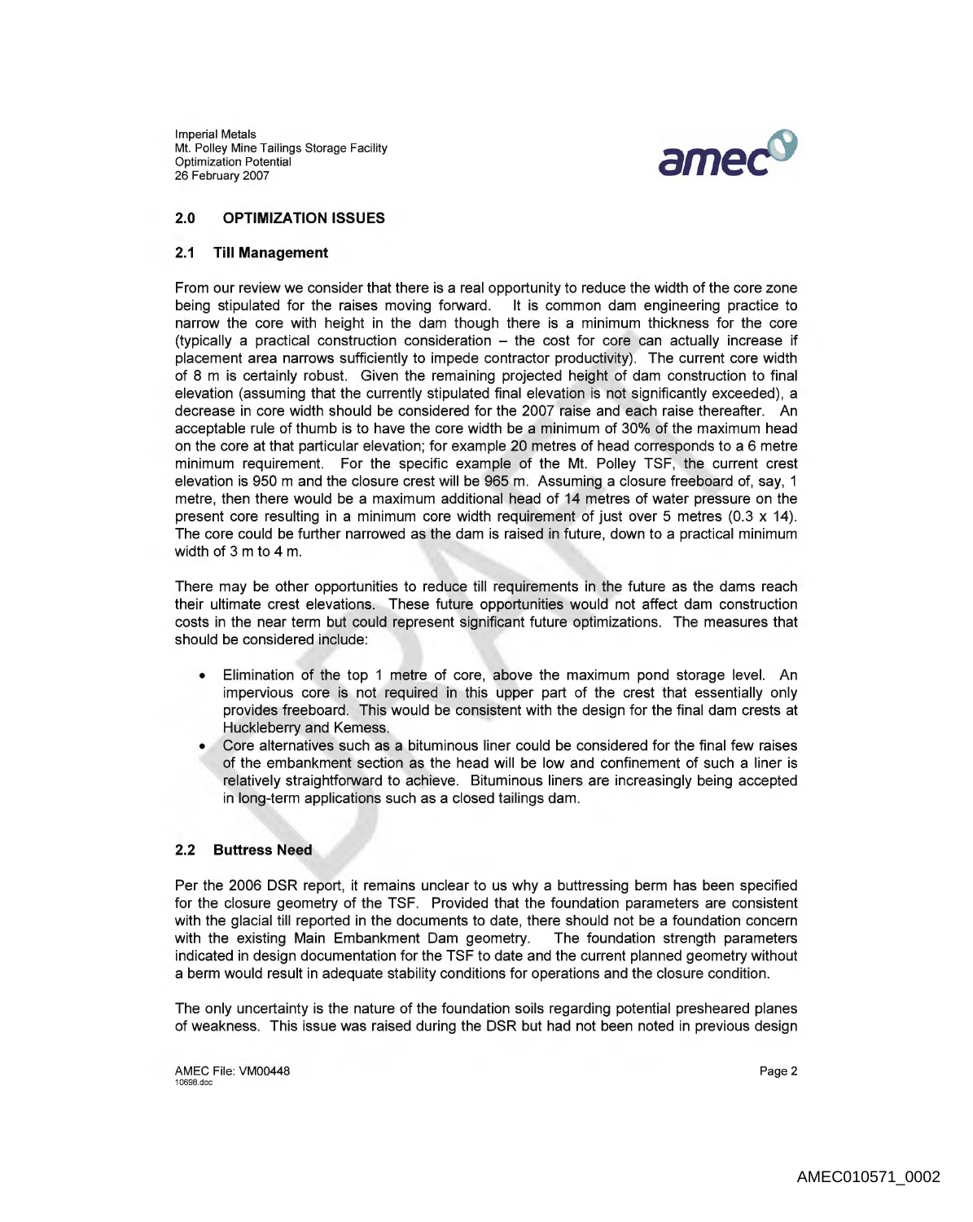## 2.0 OPTIMIZATION ISSUES

### 2.1 Till Management

From our review we consider that there is a real opportunity to reduce the width of the core zone being stipulated for the raises moving forward. It is common dam engineering practice to narrow the core with height in the dam though there is a minimum thickness for the core (typically a practical construction consideration – the cost for core can actually increase if placement area narrows sufficiently to impede contractor productivity). The current core width of 8 m is certainly robust. Given the remaining projected height of dam construction to final elevation (assuming that the currently stipulated final elevation is not significantly exceeded), a decrease in core width should be considered for the 2007 raise and each raise thereafter. An acceptable rule of thumb is to have the core width be a minimum of 30% of the maximum head on the core at that particular elevation; for example 20 metres of head corresponds to a 6 metre minimum requirement. For the specific example of the Mt. Polley TSF, the current crest elevation is 950 m and the closure crest will be 965 m. Assuming a closure freeboard of, say, 1 metre, then there would be a maximum additional head of 14 metres of water pressure on the present core resulting in a minimum core width requirement of just over 5 metres (0.3 x 14). The core could be further narrowed as the dam is raised in future, down to a practical minimum width of 3 m to 4 m.

There may be other opportunities to reduce till requirements in the future as the dams reach their ultimate crest elevations. These future opportunities would not affect dam construction costs in the near term but could represent significant future optimizations. The measures that should be considered include:

- Elimination of the top 1 metre of core, above the maximum pond storage level. An impervious core is not required in this upper part of the crest that essentially only provides freeboard. This would be consistent with the design for the final dam crests at Huckleberry and Kemess.
- Core alternatives such as a bituminous liner could be considered for the final few raises of the embankment section as the head will be low and confinement of such a liner is relatively straightforward to achieve. Bituminous liners are increasingly being accepted in long-term applications such as a closed tailings dam.

### 2.2 Buttress Need

Per the 2006 DSR report, it remains unclear to us why a buttressing berm has been specified for the closure geometry of the TSF. Provided that the foundation parameters are consistent with the glacial till reported in the documents to date, there should not be a foundation concern with the existing Main Embankment Dam geometry. The foundation strength parameters indicated in design documentation for the TSF to date and the current planned geometry without a berm would result in adequate stability conditions for operations and the closure condition.

The only uncertainty is the nature of the foundation soils regarding potential presheared planes of weakness. This issue was raised during the DSR but had not been noted in previous design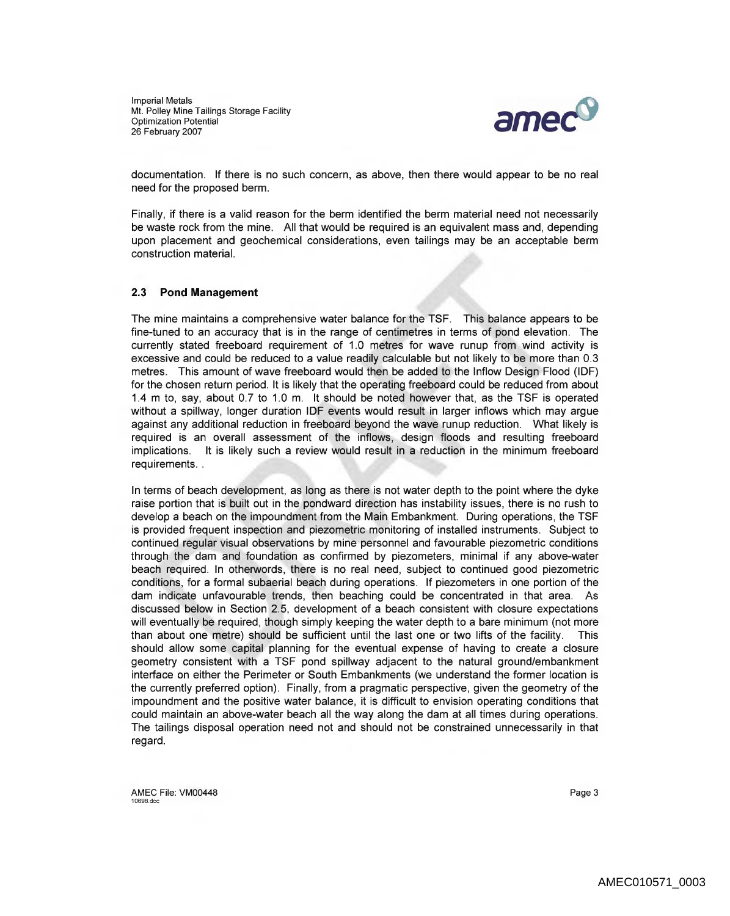documentation. If there is no such concern, as above, then there would appear to be no real need for the proposed berm.

Finally, if there is a valid reason for the berm identified the berm material need not necessarily be waste rock from the mine. All that would be required is an equivalent mass and, depending upon placement and geochemical considerations, even tailings may be an acceptable berm construction material.

## 2.3 Pond Management

The mine maintains a comprehensive water balance for the TSF. This balance appears to be fine-tuned to an accuracy that is in the range of centimetres in terms of pond elevation. The currently stated freeboard requirement of 1.0 metres for wave runup from wind activity is excessive and could be reduced to a value readily calculable but not likely to be more than 0.3 metres. This amount of wave freeboard would then be added to the Inflow Design Flood (IDF) for the chosen return period. It is likely that the operating freeboard could be reduced from about 1.4 m to, say, about 0.7 to 1.0 m. It should be noted however that, as the TSF is operated without a spillway, longer duration IDF events would result in larger inflows which may argue against any additional reduction in freeboard beyond the wave runup reduction. What likely is required is an overall assessment of the inflows, design floods and resulting freeboard implications. It is likely such a review would result in a reduction in the minimum freeboard requirements. .

In terms of beach development, as long as there is not water depth to the point where the dyke raise portion that is built out in the pondward direction has instability issues, there is no rush to develop a beach on the impoundment from the Main Embankment. During operations, the TSF is provided frequent inspection and piezometric monitoring of installed instruments. Subject to continued regular visual observations by mine personnel and favourable piezometric conditions through the dam and foundation as confirmed by piezometers, minimal if any above-water beach required. In otherwords, there is no real need, subject to continued good piezometric conditions, for a formal subaerial beach during operations. If piezometers in one portion of the dam indicate unfavourable trends, then beaching could be concentrated in that area. As discussed below in Section 2.5, development of a beach consistent with closure expectations will eventually be required, though simply keeping the water depth to a bare minimum (not more than about one metre) should be sufficient until the last one or two lifts of the facility. This should allow some capital planning for the eventual expense of having to create a closure geometry consistent with a TSF pond spillway adjacent to the natural ground/embankment interface on either the Perimeter or South Embankments (we understand the former location is the currently preferred option). Finally, from a pragmatic perspective, given the geometry of the impoundment and the positive water balance, it is difficult to envision operating conditions that could maintain an above-water beach all the way along the dam at all times during operations. The tailings disposal operation need not and should not be constrained unnecessarily in that regard.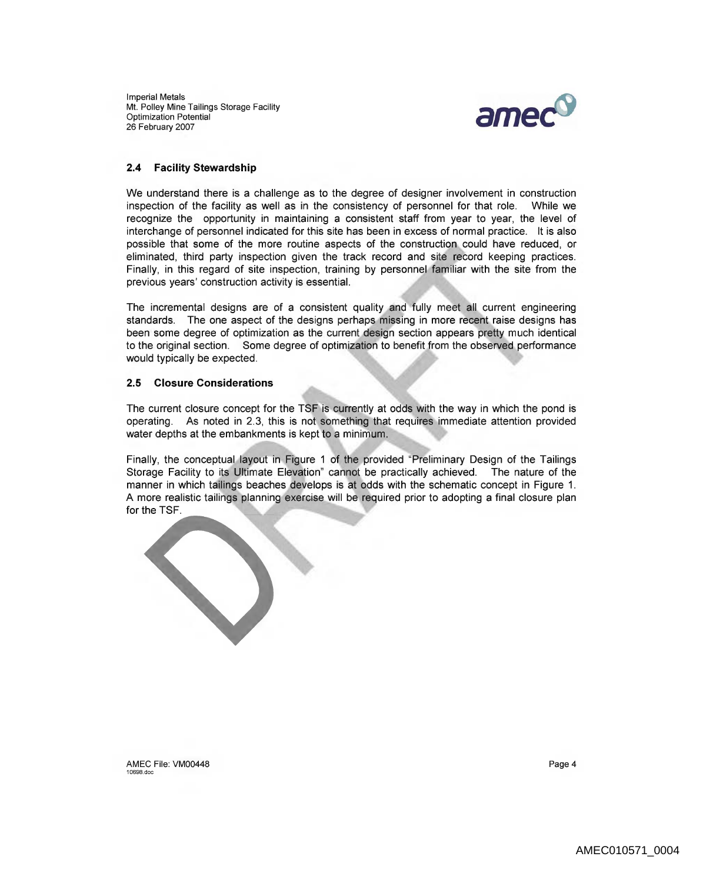## 2.4 Facility Stewardship

We understand there is a challenge as to the degree of designer involvement in construction inspection of the facility as well as in the consistency of personnel for that role. While we recognize the opportunity in maintaining a consistent staff from year to year, the level of interchange of personnel indicated for this site has been in excess of normal practice. It is also possible that some of the more routine aspects of the construction could have reduced, or eliminated, third party inspection given the track record and site record keeping practices. Finally, in this regard of site inspection, training by personnel familiar with the site from the previous years' construction activity is essential.

The incremental designs are of a consistent quality and fully meet all current engineering standards. The one aspect of the designs perhaps missing in more recent raise designs has been some degree of optimization as the current design section appears pretty much identical to the original section. Some degree of optimization to benefit from the observed performance would typically be expected.

## 2.5 Closure Considerations

The current closure concept for the TSF is currently at odds with the way in which the pond is operating. As noted in 2.3, this is not something that requires immediate attention provided water depths at the embankments is kept to a minimum.

Finally, the conceptual layout in Figure 1 of the provided "Preliminary Design of the Tailings Storage Facility to its Ultimate Elevation" cannot be practically achieved. The nature of the manner in which tailings beaches develops is at odds with the schematic concept in Figure 1. A more realistic tailings planning exercise will be required prior to adopting a final closure plan for the TSF.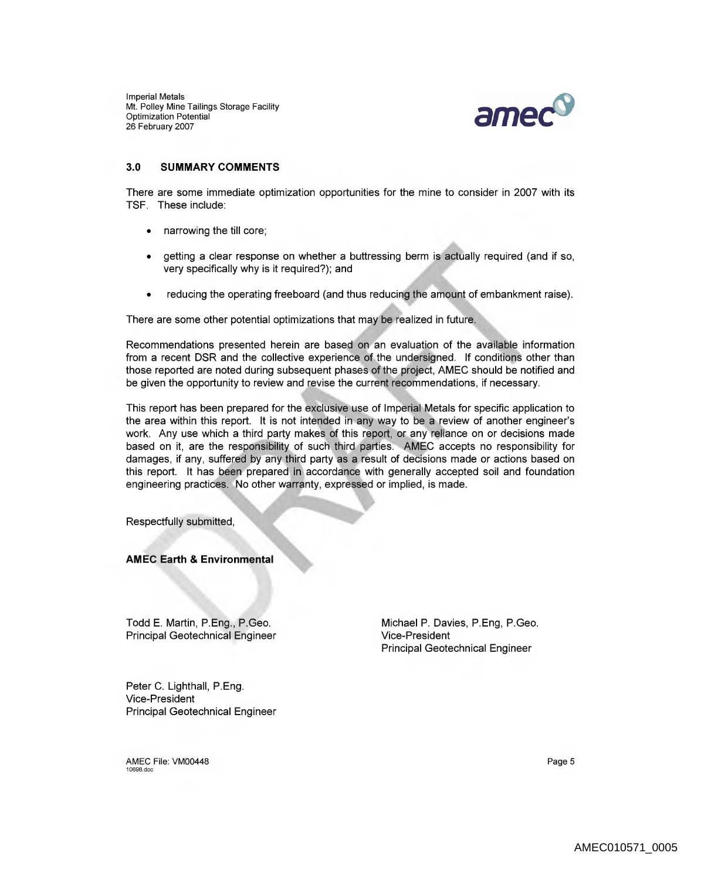## 3.0 SUMMARY COMMENTS

There are some immediate optimization opportunities for the mine to consider in 2007 with its TSF. These include:

- narrowing the till core;
- getting a clear response on whether a buttressing berm is actually required (and if so, very specifically why is it required?); and
- reducing the operating freeboard (and thus reducing the amount of embankment raise).

There are some other potential optimizations that may be realized in future.

Recommendations presented herein are based on an evaluation of the available information from a recent DSR and the collective experience of the undersigned. If conditions other than those reported are noted during subsequent phases of the project, AMEC should be notified and be given the opportunity to review and revise the current recommendations, if necessary.

This report has been prepared for the exclusive use of Imperial Metals for specific application to the area within this report. It is not intended in any way to be a review of another engineer's work. Any use which a third party makes of this report, or any reliance on or decisions made based on it, are the responsibility of such third parties. AMEC accepts no responsibility for damages, if any, suffered by any third party as a result of decisions made or actions based on this report. It has been prepared in accordance with generally accepted soil and foundation engineering practices. No other warranty, expressed or implied, is made.

Respectfully submitted,

**AMEC Earth & Environmental**

Todd E. Martin, P.Eng., P.Geo.
Principal Geotechnical Engineer

Michael P. Davies, P.Eng, P.Geo.
Vice-President
Principal Geotechnical Engineer

Peter C. Lighthall, P.Eng.
Vice-President
Principal Geotechnical Engineer

AMEC File: VM00448
10698.doc

AMEC010571_0005